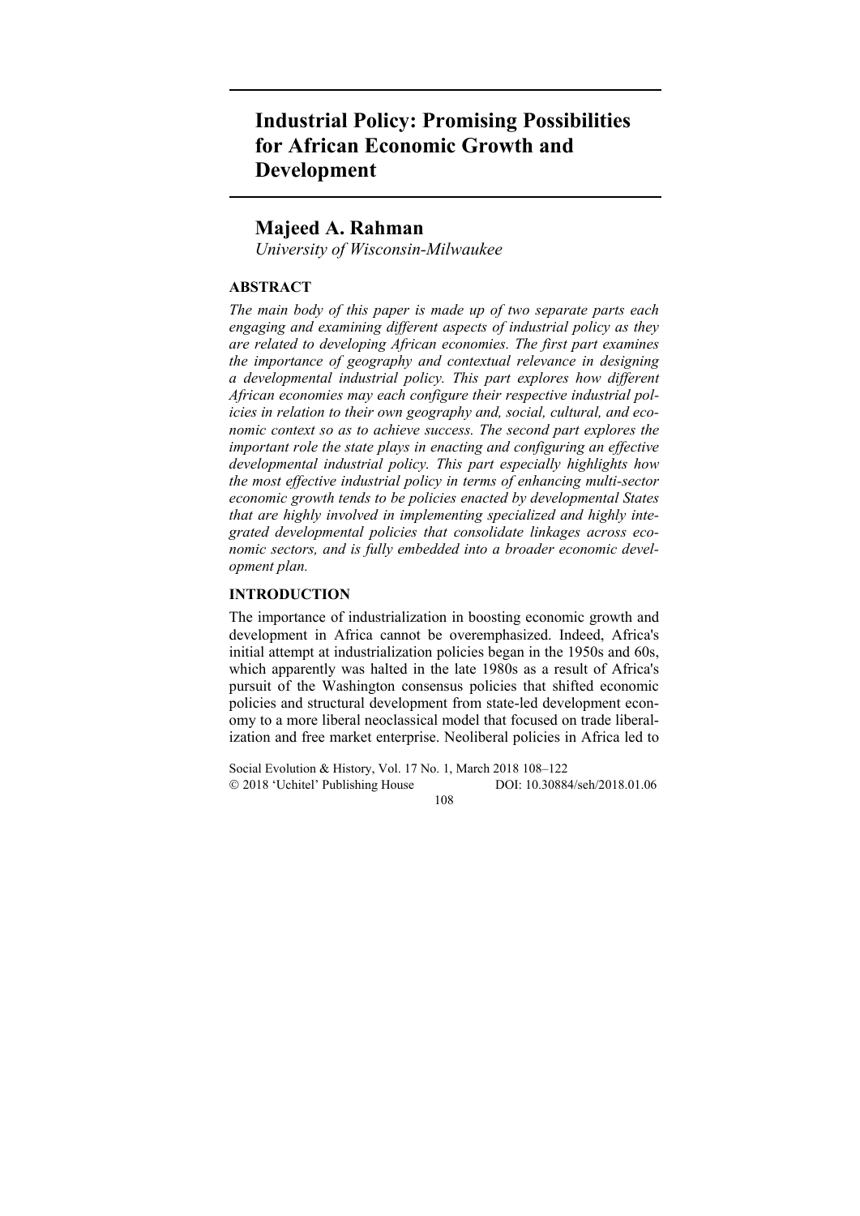# Industrial Policy: Promising Possibilities for African Economic Growth and Development

## Majeed A. Rahman

*University of Wisconsin-Milwaukee*

### ABSTRACT

*The main body of this paper is made up of two separate parts each engaging and examining different aspects of industrial policy as they are related to developing African economies. The first part examines the importance of geography and contextual relevance in designing a developmental industrial policy. This part explores how different African economies may each configure their respective industrial policies in relation to their own geography and, social, cultural, and economic context so as to achieve success. The second part explores the important role the state plays in enacting and configuring an effective developmental industrial policy. This part especially highlights how the most effective industrial policy in terms of enhancing multi-sector economic growth tends to be policies enacted by developmental States that are highly involved in implementing specialized and highly integrated developmental policies that consolidate linkages across economic sectors, and is fully embedded into a broader economic development plan.*

### INTRODUCTION

The importance of industrialization in boosting economic growth and development in Africa cannot be overemphasized. Indeed, Africa's initial attempt at industrialization policies began in the 1950s and 60s, which apparently was halted in the late 1980s as a result of Africa's pursuit of the Washington consensus policies that shifted economic policies and structural development from state-led development economy to a more liberal neoclassical model that focused on trade liberalization and free market enterprise. Neoliberal policies in Africa led to

Social Evolution & History, Vol. 17 No. 1, March 2018 108–122
© 2018 'Uchitel' Publishing House DOI: 10.30884/seh/2018.01.06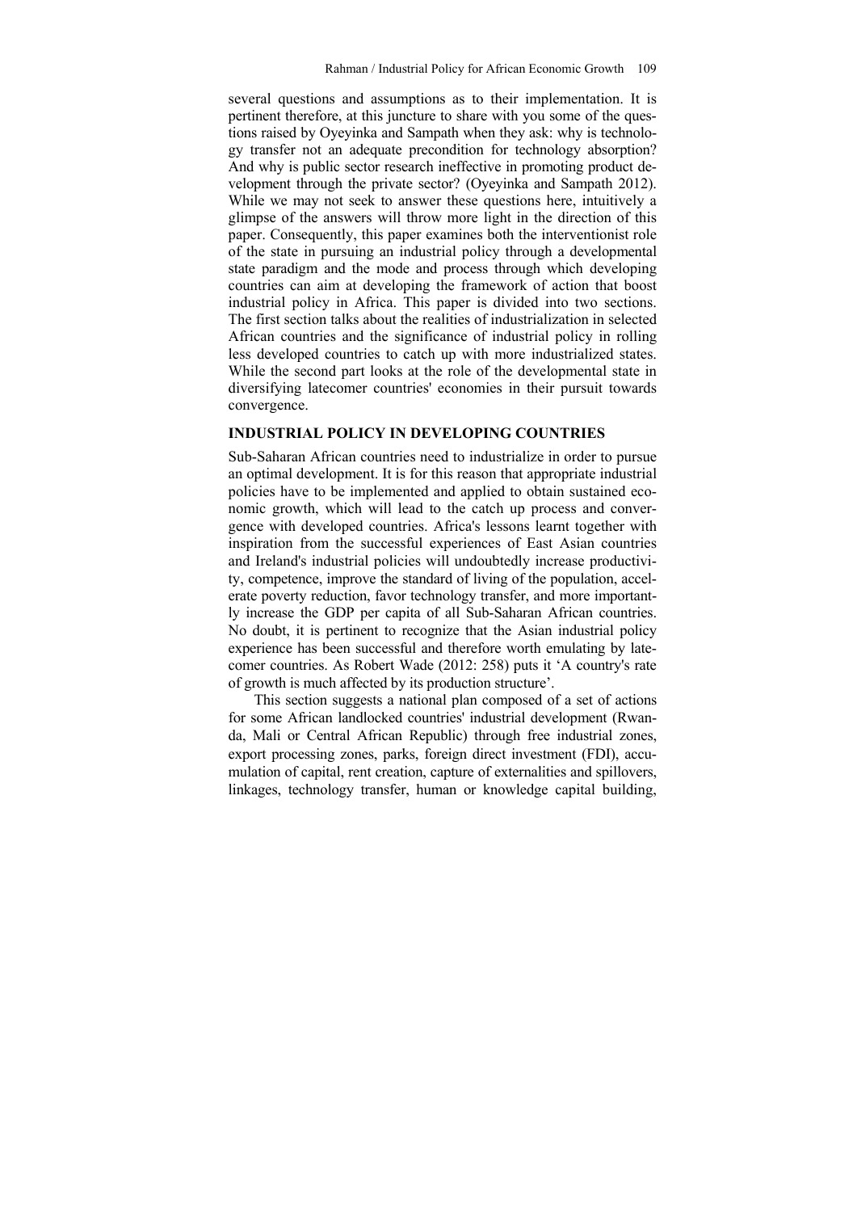several questions and assumptions as to their implementation. It is pertinent therefore, at this juncture to share with you some of the questions raised by Oyeyinka and Sampath when they ask: why is technology transfer not an adequate precondition for technology absorption? And why is public sector research ineffective in promoting product development through the private sector? (Oyeyinka and Sampath 2012). While we may not seek to answer these questions here, intuitively a glimpse of the answers will throw more light in the direction of this paper. Consequently, this paper examines both the interventionist role of the state in pursuing an industrial policy through a developmental state paradigm and the mode and process through which developing countries can aim at developing the framework of action that boost industrial policy in Africa. This paper is divided into two sections. The first section talks about the realities of industrialization in selected African countries and the significance of industrial policy in rolling less developed countries to catch up with more industrialized states. While the second part looks at the role of the developmental state in diversifying latecomer countries' economies in their pursuit towards convergence.

## INDUSTRIAL POLICY IN DEVELOPING COUNTRIES

Sub-Saharan African countries need to industrialize in order to pursue an optimal development. It is for this reason that appropriate industrial policies have to be implemented and applied to obtain sustained economic growth, which will lead to the catch up process and convergence with developed countries. Africa's lessons learnt together with inspiration from the successful experiences of East Asian countries and Ireland's industrial policies will undoubtedly increase productivity, competence, improve the standard of living of the population, accelerate poverty reduction, favor technology transfer, and more importantly increase the GDP per capita of all Sub-Saharan African countries. No doubt, it is pertinent to recognize that the Asian industrial policy experience has been successful and therefore worth emulating by latecomer countries. As Robert Wade (2012: 258) puts it 'A country's rate of growth is much affected by its production structure'.

This section suggests a national plan composed of a set of actions for some African landlocked countries' industrial development (Rwanda, Mali or Central African Republic) through free industrial zones, export processing zones, parks, foreign direct investment (FDI), accumulation of capital, rent creation, capture of externalities and spillovers, linkages, technology transfer, human or knowledge capital building,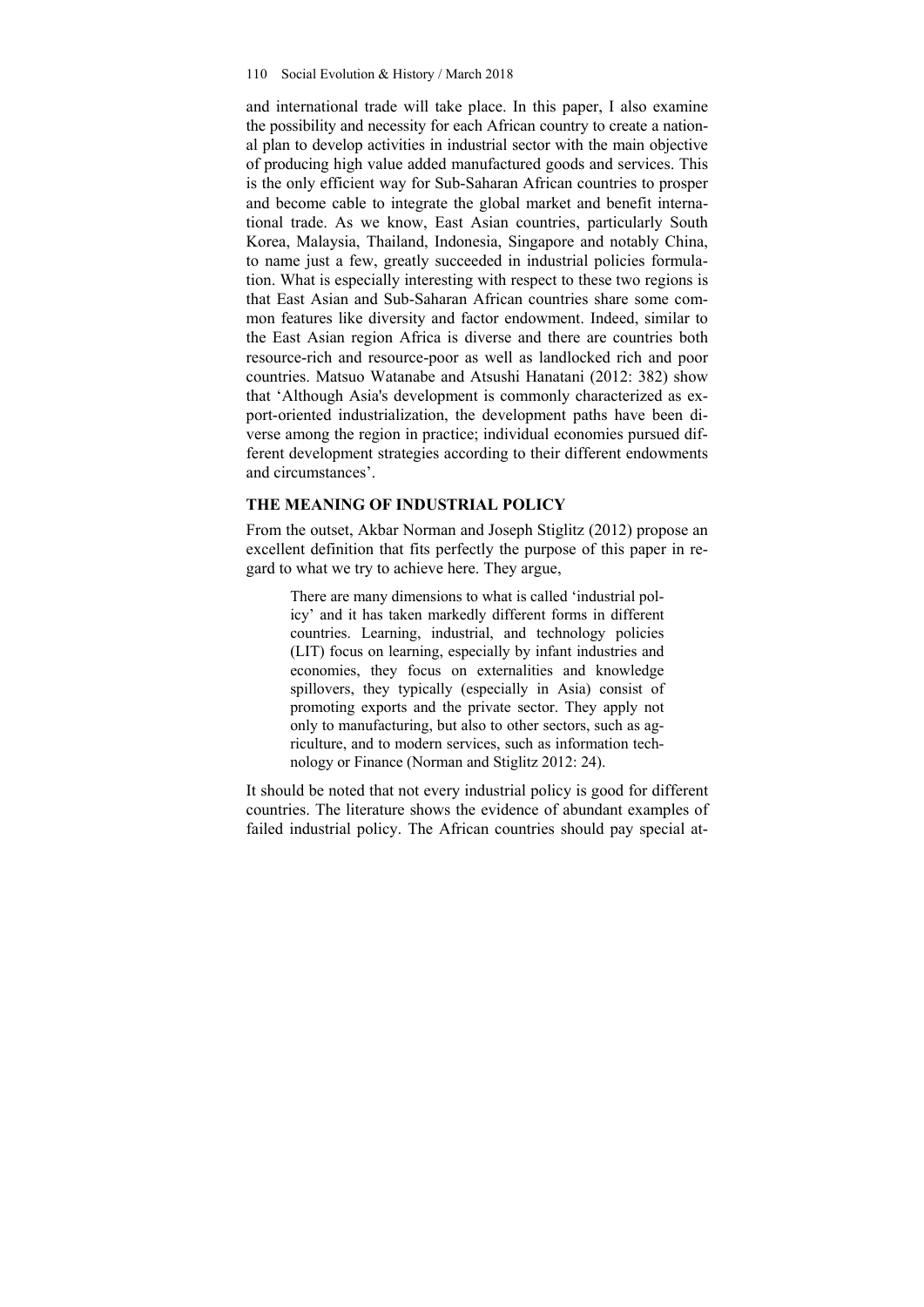and international trade will take place. In this paper, I also examine the possibility and necessity for each African country to create a national plan to develop activities in industrial sector with the main objective of producing high value added manufactured goods and services. This is the only efficient way for Sub-Saharan African countries to prosper and become cable to integrate the global market and benefit international trade. As we know, East Asian countries, particularly South Korea, Malaysia, Thailand, Indonesia, Singapore and notably China, to name just a few, greatly succeeded in industrial policies formulation. What is especially interesting with respect to these two regions is that East Asian and Sub-Saharan African countries share some common features like diversity and factor endowment. Indeed, similar to the East Asian region Africa is diverse and there are countries both resource-rich and resource-poor as well as landlocked rich and poor countries. Matsuo Watanabe and Atsushi Hanatani (2012: 382) show that 'Although Asia's development is commonly characterized as export-oriented industrialization, the development paths have been diverse among the region in practice; individual economies pursued different development strategies according to their different endowments and circumstances'.

## THE MEANING OF INDUSTRIAL POLICY

From the outset, Akbar Norman and Joseph Stiglitz (2012) propose an excellent definition that fits perfectly the purpose of this paper in regard to what we try to achieve here. They argue,

> There are many dimensions to what is called 'industrial policy' and it has taken markedly different forms in different countries. Learning, industrial, and technology policies (LIT) focus on learning, especially by infant industries and economies, they focus on externalities and knowledge spillovers, they typically (especially in Asia) consist of promoting exports and the private sector. They apply not only to manufacturing, but also to other sectors, such as agriculture, and to modern services, such as information technology or Finance (Norman and Stiglitz 2012: 24).

It should be noted that not every industrial policy is good for different countries. The literature shows the evidence of abundant examples of failed industrial policy. The African countries should pay special at-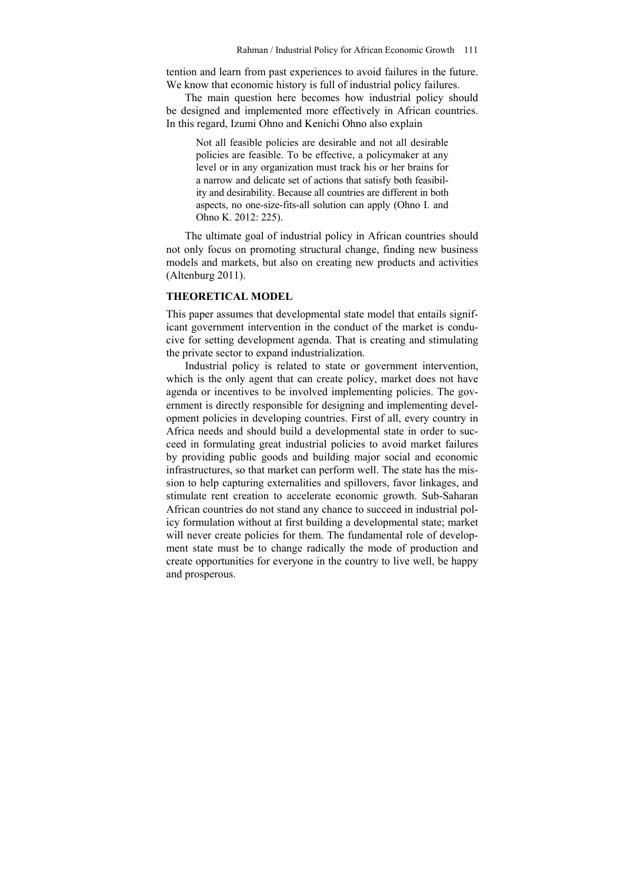tention and learn from past experiences to avoid failures in the future. We know that economic history is full of industrial policy failures.

The main question here becomes how industrial policy should be designed and implemented more effectively in African countries. In this regard, Izumi Ohno and Kenichi Ohno also explain

> Not all feasible policies are desirable and not all desirable policies are feasible. To be effective, a policymaker at any level or in any organization must track his or her brains for a narrow and delicate set of actions that satisfy both feasibility and desirability. Because all countries are different in both aspects, no one-size-fits-all solution can apply (Ohno I. and Ohno K. 2012: 225).

The ultimate goal of industrial policy in African countries should not only focus on promoting structural change, finding new business models and markets, but also on creating new products and activities (Altenburg 2011).

## THEORETICAL MODEL

This paper assumes that developmental state model that entails significant government intervention in the conduct of the market is conducive for setting development agenda. That is creating and stimulating the private sector to expand industrialization.

Industrial policy is related to state or government intervention, which is the only agent that can create policy, market does not have agenda or incentives to be involved implementing policies. The government is directly responsible for designing and implementing development policies in developing countries. First of all, every country in Africa needs and should build a developmental state in order to succeed in formulating great industrial policies to avoid market failures by providing public goods and building major social and economic infrastructures, so that market can perform well. The state has the mission to help capturing externalities and spillovers, favor linkages, and stimulate rent creation to accelerate economic growth. Sub-Saharan African countries do not stand any chance to succeed in industrial policy formulation without at first building a developmental state; market will never create policies for them. The fundamental role of development state must be to change radically the mode of production and create opportunities for everyone in the country to live well, be happy and prosperous.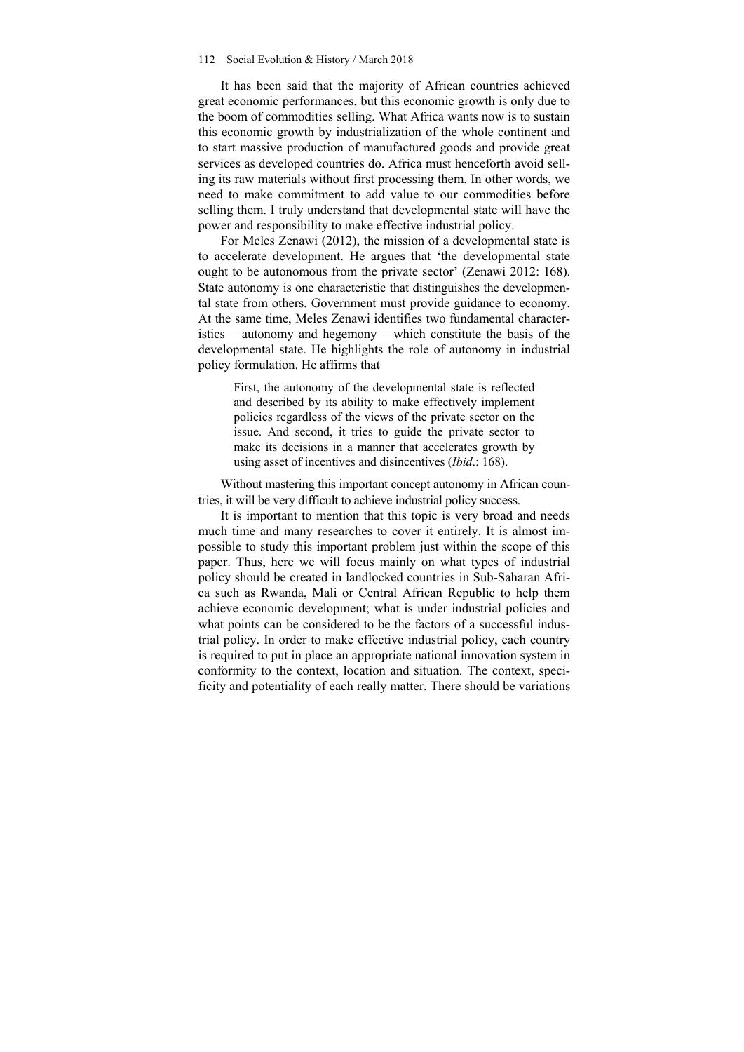It has been said that the majority of African countries achieved great economic performances, but this economic growth is only due to the boom of commodities selling. What Africa wants now is to sustain this economic growth by industrialization of the whole continent and to start massive production of manufactured goods and provide great services as developed countries do. Africa must henceforth avoid selling its raw materials without first processing them. In other words, we need to make commitment to add value to our commodities before selling them. I truly understand that developmental state will have the power and responsibility to make effective industrial policy.

For Meles Zenawi (2012), the mission of a developmental state is to accelerate development. He argues that 'the developmental state ought to be autonomous from the private sector' (Zenawi 2012: 168). State autonomy is one characteristic that distinguishes the developmental state from others. Government must provide guidance to economy. At the same time, Meles Zenawi identifies two fundamental characteristics – autonomy and hegemony – which constitute the basis of the developmental state. He highlights the role of autonomy in industrial policy formulation. He affirms that

> First, the autonomy of the developmental state is reflected and described by its ability to make effectively implement policies regardless of the views of the private sector on the issue. And second, it tries to guide the private sector to make its decisions in a manner that accelerates growth by using asset of incentives and disincentives (*Ibid*.: 168).

Without mastering this important concept autonomy in African countries, it will be very difficult to achieve industrial policy success.

It is important to mention that this topic is very broad and needs much time and many researches to cover it entirely. It is almost impossible to study this important problem just within the scope of this paper. Thus, here we will focus mainly on what types of industrial policy should be created in landlocked countries in Sub-Saharan Africa such as Rwanda, Mali or Central African Republic to help them achieve economic development; what is under industrial policies and what points can be considered to be the factors of a successful industrial policy. In order to make effective industrial policy, each country is required to put in place an appropriate national innovation system in conformity to the context, location and situation. The context, specificity and potentiality of each really matter. There should be variations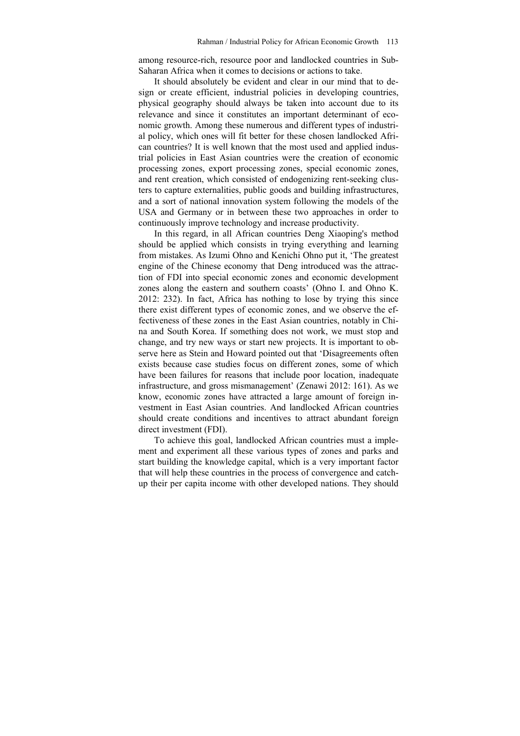among resource-rich, resource poor and landlocked countries in Sub-Saharan Africa when it comes to decisions or actions to take.

It should absolutely be evident and clear in our mind that to design or create efficient, industrial policies in developing countries, physical geography should always be taken into account due to its relevance and since it constitutes an important determinant of economic growth. Among these numerous and different types of industrial policy, which ones will fit better for these chosen landlocked African countries? It is well known that the most used and applied industrial policies in East Asian countries were the creation of economic processing zones, export processing zones, special economic zones, and rent creation, which consisted of endogenizing rent-seeking clusters to capture externalities, public goods and building infrastructures, and a sort of national innovation system following the models of the USA and Germany or in between these two approaches in order to continuously improve technology and increase productivity.

In this regard, in all African countries Deng Xiaoping's method should be applied which consists in trying everything and learning from mistakes. As Izumi Ohno and Kenichi Ohno put it, 'The greatest engine of the Chinese economy that Deng introduced was the attraction of FDI into special economic zones and economic development zones along the eastern and southern coasts' (Ohno I. and Ohno K. 2012: 232). In fact, Africa has nothing to lose by trying this since there exist different types of economic zones, and we observe the effectiveness of these zones in the East Asian countries, notably in China and South Korea. If something does not work, we must stop and change, and try new ways or start new projects. It is important to observe here as Stein and Howard pointed out that 'Disagreements often exists because case studies focus on different zones, some of which have been failures for reasons that include poor location, inadequate infrastructure, and gross mismanagement' (Zenawi 2012: 161). As we know, economic zones have attracted a large amount of foreign investment in East Asian countries. And landlocked African countries should create conditions and incentives to attract abundant foreign direct investment (FDI).

To achieve this goal, landlocked African countries must a implement and experiment all these various types of zones and parks and start building the knowledge capital, which is a very important factor that will help these countries in the process of convergence and catch-up their per capita income with other developed nations. They should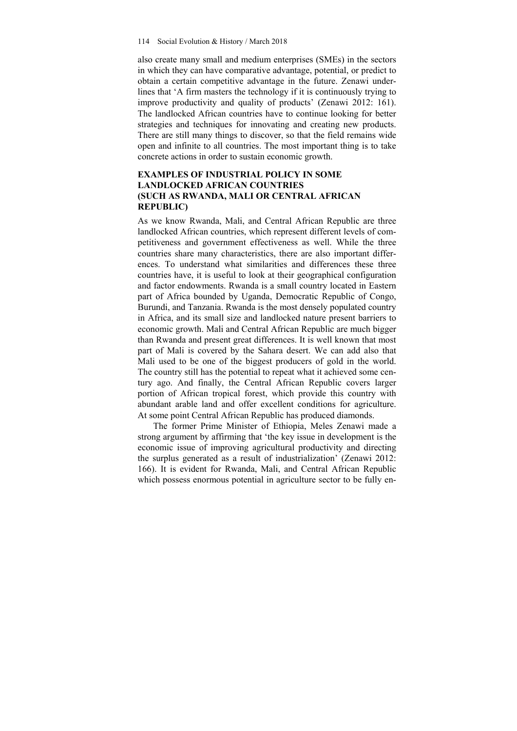also create many small and medium enterprises (SMEs) in the sectors in which they can have comparative advantage, potential, or predict to obtain a certain competitive advantage in the future. Zenawi underlines that 'A firm masters the technology if it is continuously trying to improve productivity and quality of products' (Zenawi 2012: 161). The landlocked African countries have to continue looking for better strategies and techniques for innovating and creating new products. There are still many things to discover, so that the field remains wide open and infinite to all countries. The most important thing is to take concrete actions in order to sustain economic growth.

## EXAMPLES OF INDUSTRIAL POLICY IN SOME LANDLOCKED AFRICAN COUNTRIES (SUCH AS RWANDA, MALI OR CENTRAL AFRICAN REPUBLIC)

As we know Rwanda, Mali, and Central African Republic are three landlocked African countries, which represent different levels of competitiveness and government effectiveness as well. While the three countries share many characteristics, there are also important differences. To understand what similarities and differences these three countries have, it is useful to look at their geographical configuration and factor endowments. Rwanda is a small country located in Eastern part of Africa bounded by Uganda, Democratic Republic of Congo, Burundi, and Tanzania. Rwanda is the most densely populated country in Africa, and its small size and landlocked nature present barriers to economic growth. Mali and Central African Republic are much bigger than Rwanda and present great differences. It is well known that most part of Mali is covered by the Sahara desert. We can add also that Mali used to be one of the biggest producers of gold in the world. The country still has the potential to repeat what it achieved some century ago. And finally, the Central African Republic covers larger portion of African tropical forest, which provide this country with abundant arable land and offer excellent conditions for agriculture. At some point Central African Republic has produced diamonds.

The former Prime Minister of Ethiopia, Meles Zenawi made a strong argument by affirming that 'the key issue in development is the economic issue of improving agricultural productivity and directing the surplus generated as a result of industrialization' (Zenawi 2012: 166). It is evident for Rwanda, Mali, and Central African Republic which possess enormous potential in agriculture sector to be fully en-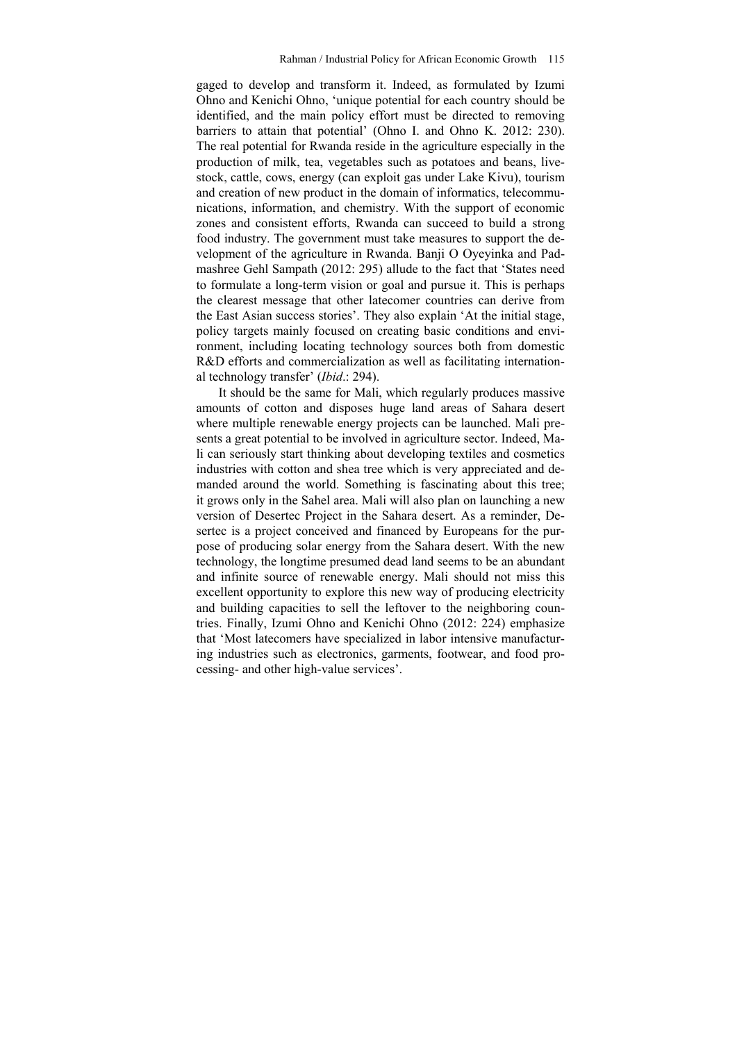gaged to develop and transform it. Indeed, as formulated by Izumi Ohno and Kenichi Ohno, 'unique potential for each country should be identified, and the main policy effort must be directed to removing barriers to attain that potential' (Ohno I. and Ohno K. 2012: 230). The real potential for Rwanda reside in the agriculture especially in the production of milk, tea, vegetables such as potatoes and beans, livestock, cattle, cows, energy (can exploit gas under Lake Kivu), tourism and creation of new product in the domain of informatics, telecommunications, information, and chemistry. With the support of economic zones and consistent efforts, Rwanda can succeed to build a strong food industry. The government must take measures to support the development of the agriculture in Rwanda. Banji O Oyeyinka and Padmashree Gehl Sampath (2012: 295) allude to the fact that 'States need to formulate a long-term vision or goal and pursue it. This is perhaps the clearest message that other latecomer countries can derive from the East Asian success stories'. They also explain 'At the initial stage, policy targets mainly focused on creating basic conditions and environment, including locating technology sources both from domestic R&D efforts and commercialization as well as facilitating international technology transfer' (*Ibid*.: 294).

It should be the same for Mali, which regularly produces massive amounts of cotton and disposes huge land areas of Sahara desert where multiple renewable energy projects can be launched. Mali presents a great potential to be involved in agriculture sector. Indeed, Mali can seriously start thinking about developing textiles and cosmetics industries with cotton and shea tree which is very appreciated and demanded around the world. Something is fascinating about this tree; it grows only in the Sahel area. Mali will also plan on launching a new version of Desertec Project in the Sahara desert. As a reminder, Desertec is a project conceived and financed by Europeans for the purpose of producing solar energy from the Sahara desert. With the new technology, the longtime presumed dead land seems to be an abundant and infinite source of renewable energy. Mali should not miss this excellent opportunity to explore this new way of producing electricity and building capacities to sell the leftover to the neighboring countries. Finally, Izumi Ohno and Kenichi Ohno (2012: 224) emphasize that 'Most latecomers have specialized in labor intensive manufacturing industries such as electronics, garments, footwear, and food processing- and other high-value services'.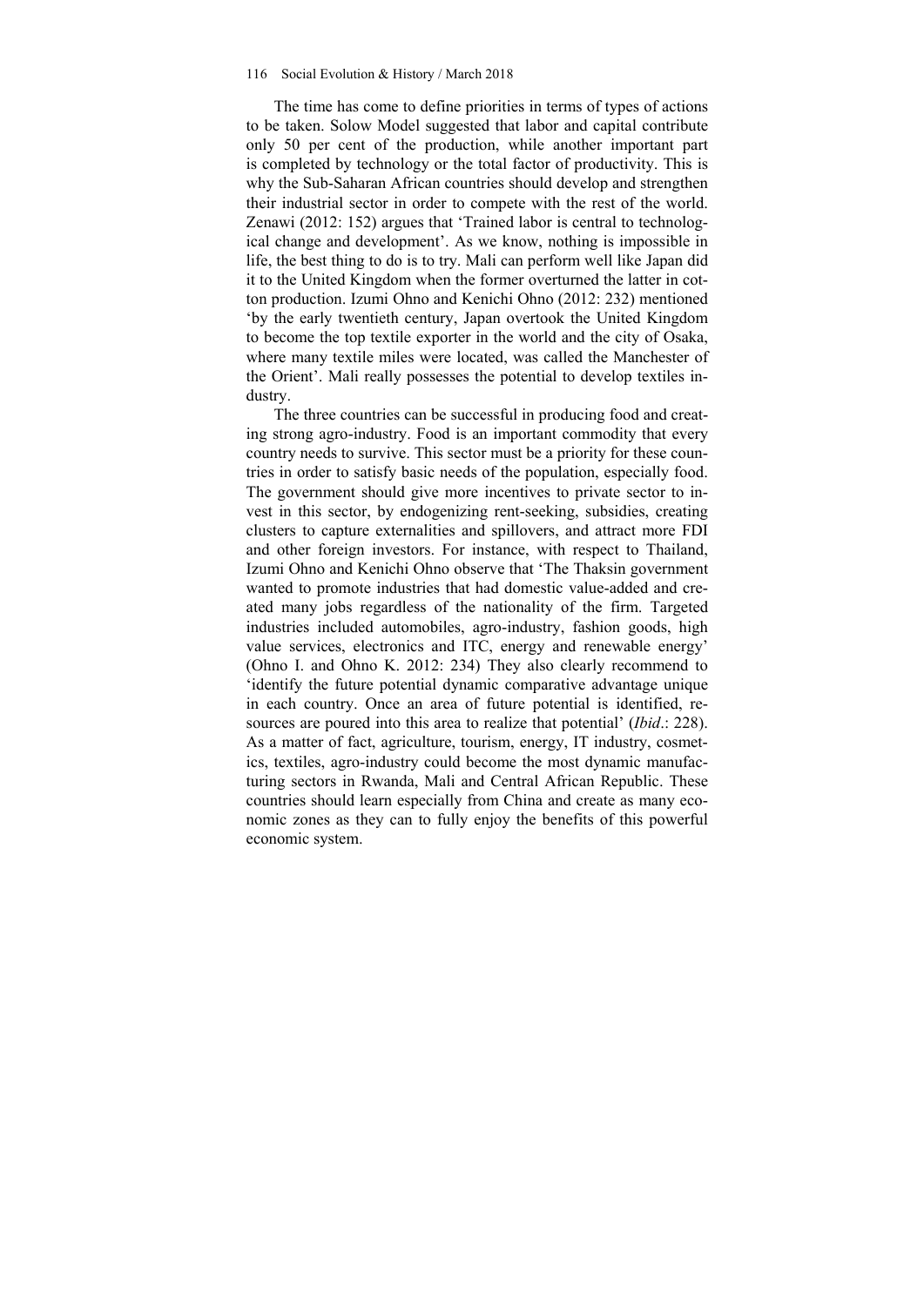The time has come to define priorities in terms of types of actions to be taken. Solow Model suggested that labor and capital contribute only 50 per cent of the production, while another important part is completed by technology or the total factor of productivity. This is why the Sub-Saharan African countries should develop and strengthen their industrial sector in order to compete with the rest of the world. Zenawi (2012: 152) argues that 'Trained labor is central to technological change and development'. As we know, nothing is impossible in life, the best thing to do is to try. Mali can perform well like Japan did it to the United Kingdom when the former overturned the latter in cotton production. Izumi Ohno and Kenichi Ohno (2012: 232) mentioned 'by the early twentieth century, Japan overtook the United Kingdom to become the top textile exporter in the world and the city of Osaka, where many textile miles were located, was called the Manchester of the Orient'. Mali really possesses the potential to develop textiles industry.

The three countries can be successful in producing food and creating strong agro-industry. Food is an important commodity that every country needs to survive. This sector must be a priority for these countries in order to satisfy basic needs of the population, especially food. The government should give more incentives to private sector to invest in this sector, by endogenizing rent-seeking, subsidies, creating clusters to capture externalities and spillovers, and attract more FDI and other foreign investors. For instance, with respect to Thailand, Izumi Ohno and Kenichi Ohno observe that 'The Thaksin government wanted to promote industries that had domestic value-added and created many jobs regardless of the nationality of the firm. Targeted industries included automobiles, agro-industry, fashion goods, high value services, electronics and ITC, energy and renewable energy' (Ohno I. and Ohno K. 2012: 234) They also clearly recommend to 'identify the future potential dynamic comparative advantage unique in each country. Once an area of future potential is identified, resources are poured into this area to realize that potential' (*Ibid*.: 228). As a matter of fact, agriculture, tourism, energy, IT industry, cosmetics, textiles, agro-industry could become the most dynamic manufacturing sectors in Rwanda, Mali and Central African Republic. These countries should learn especially from China and create as many economic zones as they can to fully enjoy the benefits of this powerful economic system.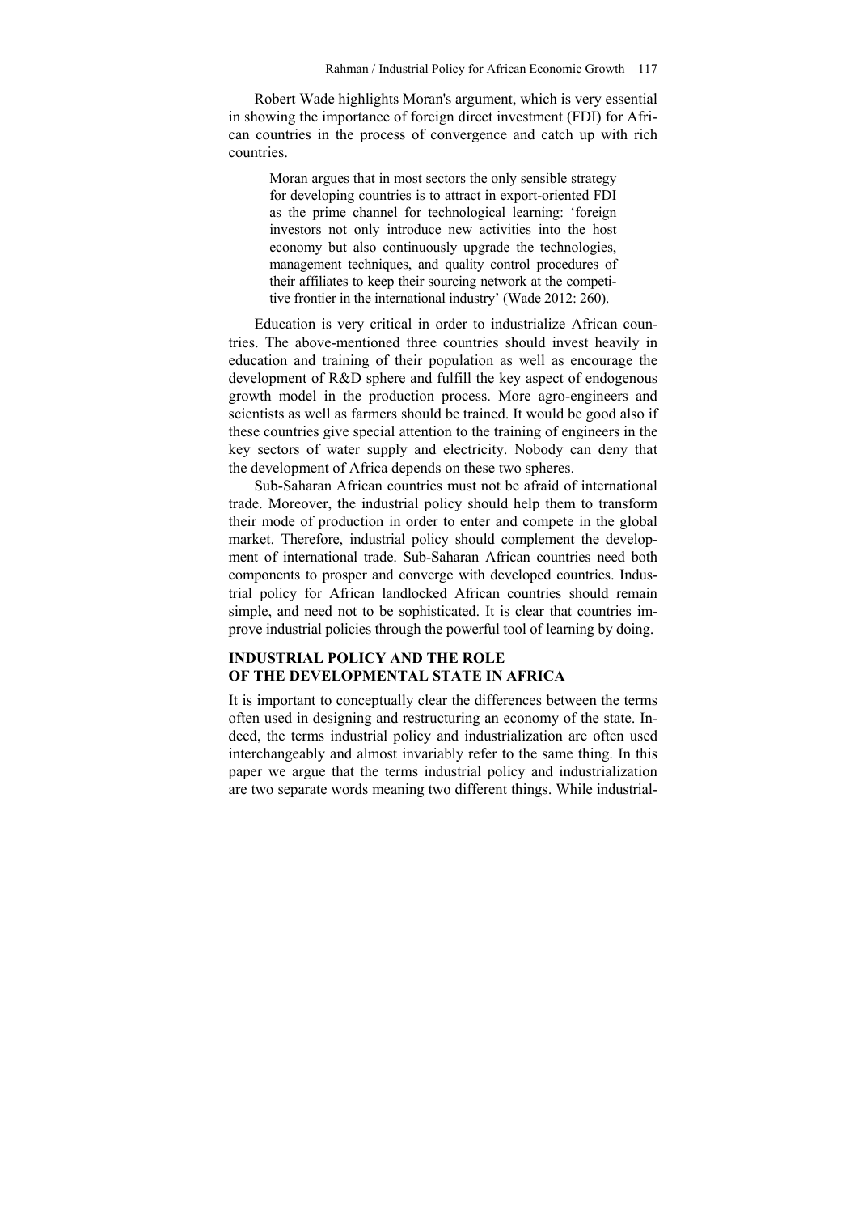Robert Wade highlights Moran's argument, which is very essential in showing the importance of foreign direct investment (FDI) for African countries in the process of convergence and catch up with rich countries.

> Moran argues that in most sectors the only sensible strategy for developing countries is to attract in export-oriented FDI as the prime channel for technological learning: 'foreign investors not only introduce new activities into the host economy but also continuously upgrade the technologies, management techniques, and quality control procedures of their affiliates to keep their sourcing network at the competitive frontier in the international industry' (Wade 2012: 260).

Education is very critical in order to industrialize African countries. The above-mentioned three countries should invest heavily in education and training of their population as well as encourage the development of R&D sphere and fulfill the key aspect of endogenous growth model in the production process. More agro-engineers and scientists as well as farmers should be trained. It would be good also if these countries give special attention to the training of engineers in the key sectors of water supply and electricity. Nobody can deny that the development of Africa depends on these two spheres.

Sub-Saharan African countries must not be afraid of international trade. Moreover, the industrial policy should help them to transform their mode of production in order to enter and compete in the global market. Therefore, industrial policy should complement the development of international trade. Sub-Saharan African countries need both components to prosper and converge with developed countries. Industrial policy for African landlocked African countries should remain simple, and need not to be sophisticated. It is clear that countries improve industrial policies through the powerful tool of learning by doing.

## INDUSTRIAL POLICY AND THE ROLE OF THE DEVELOPMENTAL STATE IN AFRICA

It is important to conceptually clear the differences between the terms often used in designing and restructuring an economy of the state. Indeed, the terms industrial policy and industrialization are often used interchangeably and almost invariably refer to the same thing. In this paper we argue that the terms industrial policy and industrialization are two separate words meaning two different things. While industrial-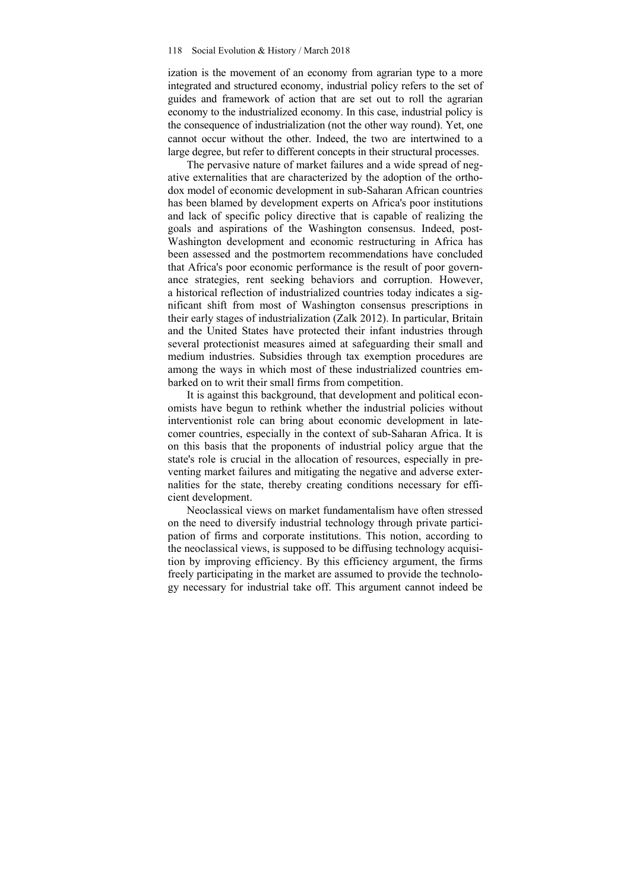ization is the movement of an economy from agrarian type to a more integrated and structured economy, industrial policy refers to the set of guides and framework of action that are set out to roll the agrarian economy to the industrialized economy. In this case, industrial policy is the consequence of industrialization (not the other way round). Yet, one cannot occur without the other. Indeed, the two are intertwined to a large degree, but refer to different concepts in their structural processes.

The pervasive nature of market failures and a wide spread of negative externalities that are characterized by the adoption of the orthodox model of economic development in sub-Saharan African countries has been blamed by development experts on Africa's poor institutions and lack of specific policy directive that is capable of realizing the goals and aspirations of the Washington consensus. Indeed, post-Washington development and economic restructuring in Africa has been assessed and the postmortem recommendations have concluded that Africa's poor economic performance is the result of poor governance strategies, rent seeking behaviors and corruption. However, a historical reflection of industrialized countries today indicates a significant shift from most of Washington consensus prescriptions in their early stages of industrialization (Zalk 2012). In particular, Britain and the United States have protected their infant industries through several protectionist measures aimed at safeguarding their small and medium industries. Subsidies through tax exemption procedures are among the ways in which most of these industrialized countries embarked on to writ their small firms from competition.

It is against this background, that development and political economists have begun to rethink whether the industrial policies without interventionist role can bring about economic development in latecomer countries, especially in the context of sub-Saharan Africa. It is on this basis that the proponents of industrial policy argue that the state's role is crucial in the allocation of resources, especially in preventing market failures and mitigating the negative and adverse externalities for the state, thereby creating conditions necessary for efficient development.

Neoclassical views on market fundamentalism have often stressed on the need to diversify industrial technology through private participation of firms and corporate institutions. This notion, according to the neoclassical views, is supposed to be diffusing technology acquisition by improving efficiency. By this efficiency argument, the firms freely participating in the market are assumed to provide the technology necessary for industrial take off. This argument cannot indeed be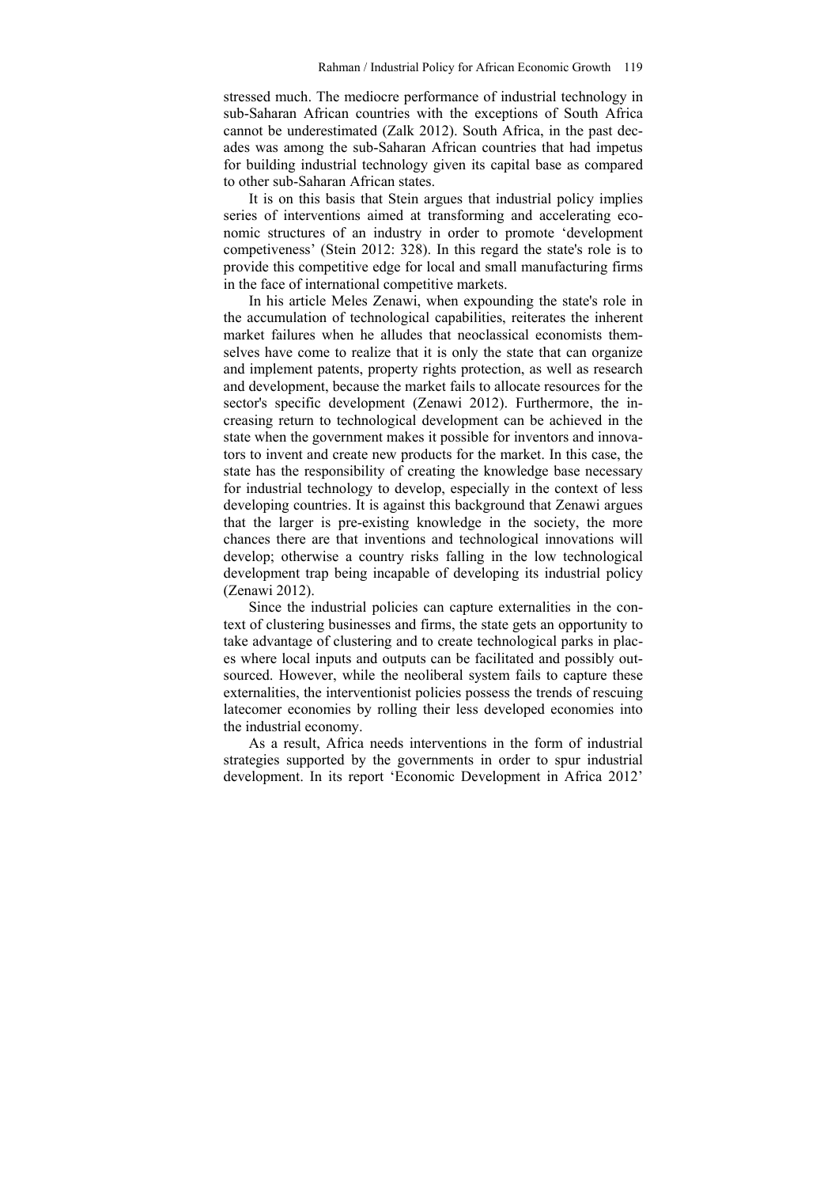stressed much. The mediocre performance of industrial technology in sub-Saharan African countries with the exceptions of South Africa cannot be underestimated (Zalk 2012). South Africa, in the past decades was among the sub-Saharan African countries that had impetus for building industrial technology given its capital base as compared to other sub-Saharan African states.

It is on this basis that Stein argues that industrial policy implies series of interventions aimed at transforming and accelerating economic structures of an industry in order to promote 'development competiveness' (Stein 2012: 328). In this regard the state's role is to provide this competitive edge for local and small manufacturing firms in the face of international competitive markets.

In his article Meles Zenawi, when expounding the state's role in the accumulation of technological capabilities, reiterates the inherent market failures when he alludes that neoclassical economists themselves have come to realize that it is only the state that can organize and implement patents, property rights protection, as well as research and development, because the market fails to allocate resources for the sector's specific development (Zenawi 2012). Furthermore, the increasing return to technological development can be achieved in the state when the government makes it possible for inventors and innovators to invent and create new products for the market. In this case, the state has the responsibility of creating the knowledge base necessary for industrial technology to develop, especially in the context of less developing countries. It is against this background that Zenawi argues that the larger is pre-existing knowledge in the society, the more chances there are that inventions and technological innovations will develop; otherwise a country risks falling in the low technological development trap being incapable of developing its industrial policy (Zenawi 2012).

Since the industrial policies can capture externalities in the context of clustering businesses and firms, the state gets an opportunity to take advantage of clustering and to create technological parks in places where local inputs and outputs can be facilitated and possibly outsourced. However, while the neoliberal system fails to capture these externalities, the interventionist policies possess the trends of rescuing latecomer economies by rolling their less developed economies into the industrial economy.

As a result, Africa needs interventions in the form of industrial strategies supported by the governments in order to spur industrial development. In its report 'Economic Development in Africa 2012'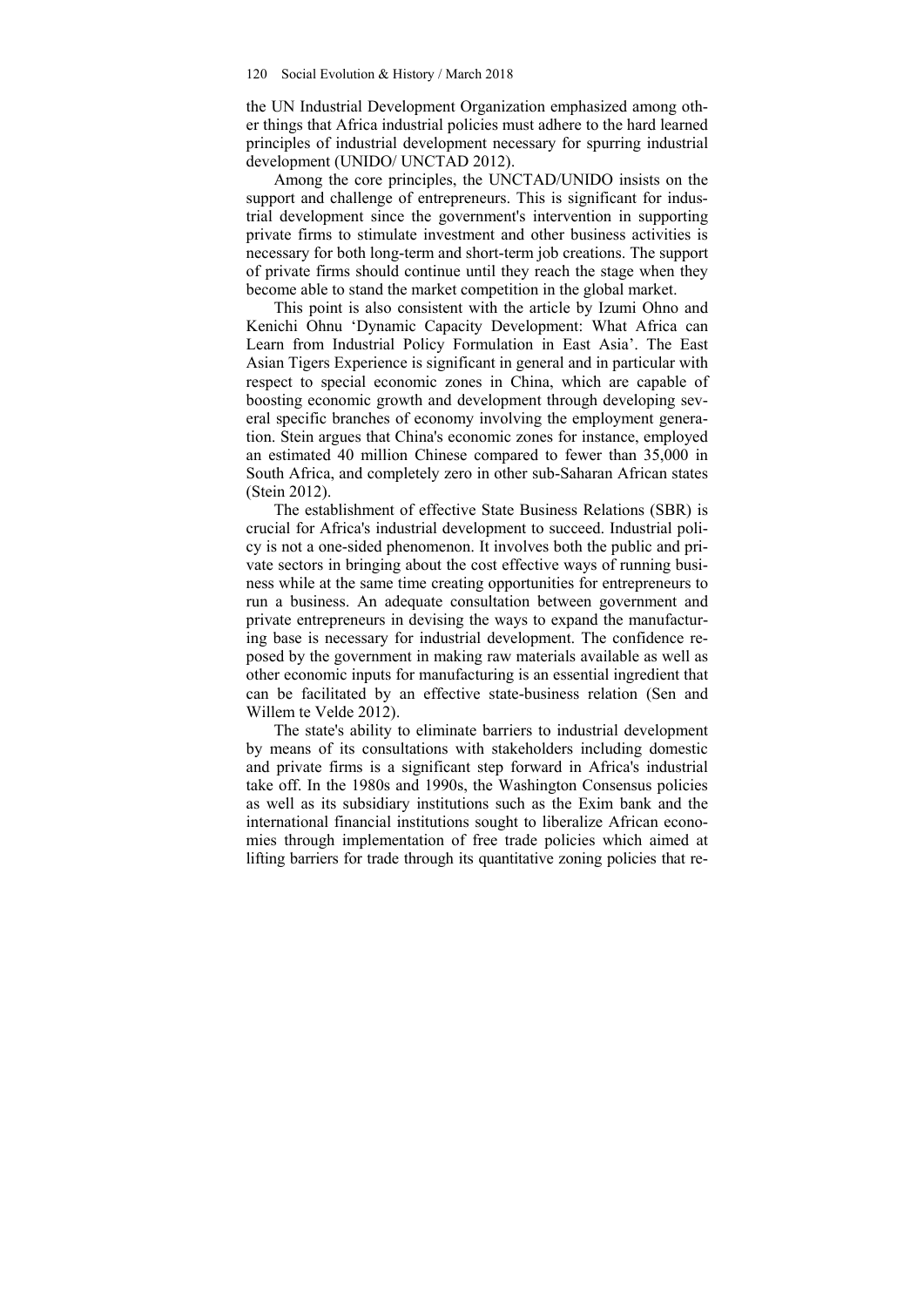the UN Industrial Development Organization emphasized among other things that Africa industrial policies must adhere to the hard learned principles of industrial development necessary for spurring industrial development (UNIDO/ UNCTAD 2012).

Among the core principles, the UNCTAD/UNIDO insists on the support and challenge of entrepreneurs. This is significant for industrial development since the government's intervention in supporting private firms to stimulate investment and other business activities is necessary for both long-term and short-term job creations. The support of private firms should continue until they reach the stage when they become able to stand the market competition in the global market.

This point is also consistent with the article by Izumi Ohno and Kenichi Ohnu 'Dynamic Capacity Development: What Africa can Learn from Industrial Policy Formulation in East Asia'. The East Asian Tigers Experience is significant in general and in particular with respect to special economic zones in China, which are capable of boosting economic growth and development through developing several specific branches of economy involving the employment generation. Stein argues that China's economic zones for instance, employed an estimated 40 million Chinese compared to fewer than 35,000 in South Africa, and completely zero in other sub-Saharan African states (Stein 2012).

The establishment of effective State Business Relations (SBR) is crucial for Africa's industrial development to succeed. Industrial policy is not a one-sided phenomenon. It involves both the public and private sectors in bringing about the cost effective ways of running business while at the same time creating opportunities for entrepreneurs to run a business. An adequate consultation between government and private entrepreneurs in devising the ways to expand the manufacturing base is necessary for industrial development. The confidence reposed by the government in making raw materials available as well as other economic inputs for manufacturing is an essential ingredient that can be facilitated by an effective state-business relation (Sen and Willem te Velde 2012).

The state's ability to eliminate barriers to industrial development by means of its consultations with stakeholders including domestic and private firms is a significant step forward in Africa's industrial take off. In the 1980s and 1990s, the Washington Consensus policies as well as its subsidiary institutions such as the Exim bank and the international financial institutions sought to liberalize African economies through implementation of free trade policies which aimed at lifting barriers for trade through its quantitative zoning policies that re-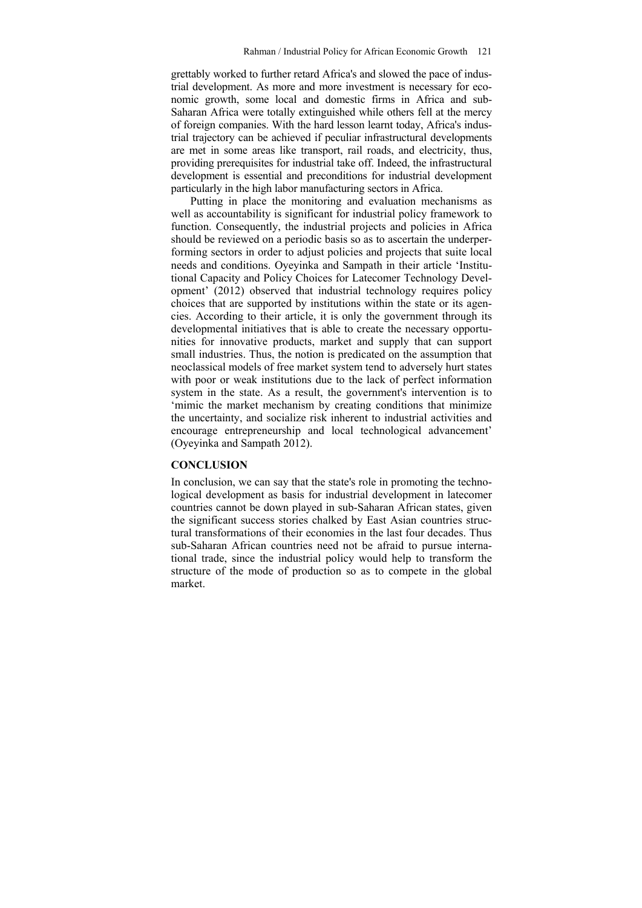grettably worked to further retard Africa's and slowed the pace of industrial development. As more and more investment is necessary for economic growth, some local and domestic firms in Africa and sub-Saharan Africa were totally extinguished while others fell at the mercy of foreign companies. With the hard lesson learnt today, Africa's industrial trajectory can be achieved if peculiar infrastructural developments are met in some areas like transport, rail roads, and electricity, thus, providing prerequisites for industrial take off. Indeed, the infrastructural development is essential and preconditions for industrial development particularly in the high labor manufacturing sectors in Africa.

Putting in place the monitoring and evaluation mechanisms as well as accountability is significant for industrial policy framework to function. Consequently, the industrial projects and policies in Africa should be reviewed on a periodic basis so as to ascertain the underperforming sectors in order to adjust policies and projects that suite local needs and conditions. Oyeyinka and Sampath in their article 'Institutional Capacity and Policy Choices for Latecomer Technology Development' (2012) observed that industrial technology requires policy choices that are supported by institutions within the state or its agencies. According to their article, it is only the government through its developmental initiatives that is able to create the necessary opportunities for innovative products, market and supply that can support small industries. Thus, the notion is predicated on the assumption that neoclassical models of free market system tend to adversely hurt states with poor or weak institutions due to the lack of perfect information system in the state. As a result, the government's intervention is to 'mimic the market mechanism by creating conditions that minimize the uncertainty, and socialize risk inherent to industrial activities and encourage entrepreneurship and local technological advancement' (Oyeyinka and Sampath 2012).

## CONCLUSION

In conclusion, we can say that the state's role in promoting the technological development as basis for industrial development in latecomer countries cannot be down played in sub-Saharan African states, given the significant success stories chalked by East Asian countries structural transformations of their economies in the last four decades. Thus sub-Saharan African countries need not be afraid to pursue international trade, since the industrial policy would help to transform the structure of the mode of production so as to compete in the global market.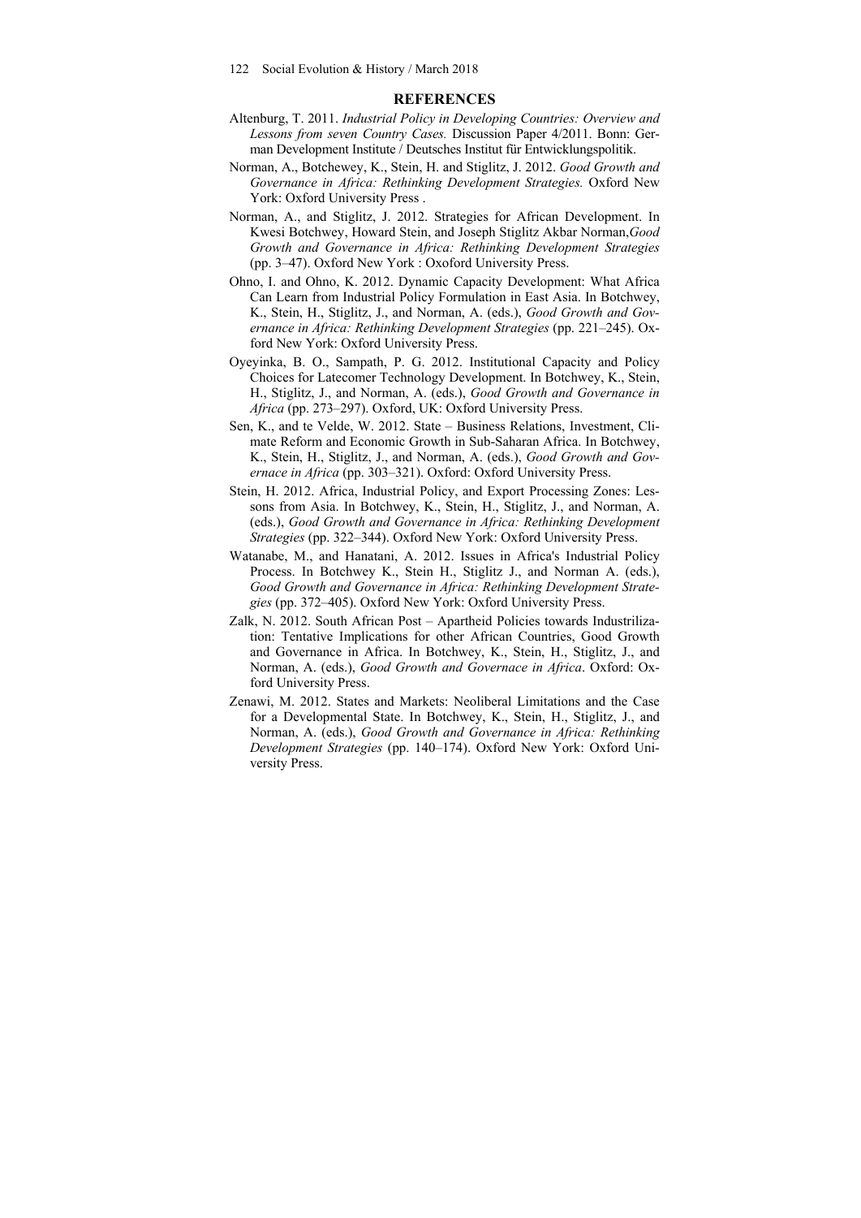## REFERENCES

Altenburg, T. 2011. *Industrial Policy in Developing Countries: Overview and Lessons from seven Country Cases.* Discussion Paper 4/2011. Bonn: German Development Institute / Deutsches Institut für Entwicklungspolitik.

Norman, A., Botchewey, K., Stein, H. and Stiglitz, J. 2012. *Good Growth and Governance in Africa: Rethinking Development Strategies.* Oxford New York: Oxford University Press .

Norman, A., and Stiglitz, J. 2012. Strategies for African Development. In Kwesi Botchwey, Howard Stein, and Joseph Stiglitz Akbar Norman,*Good Growth and Governance in Africa: Rethinking Development Strategies* (pp. 3–47). Oxford New York : Oxoford University Press.

Ohno, I. and Ohno, K. 2012. Dynamic Capacity Development: What Africa Can Learn from Industrial Policy Formulation in East Asia. In Botchwey, K., Stein, H., Stiglitz, J., and Norman, A. (eds.), *Good Growth and Governance in Africa: Rethinking Development Strategies* (pp. 221–245). Oxford New York: Oxford University Press.

Oyeyinka, B. O., Sampath, P. G. 2012. Institutional Capacity and Policy Choices for Latecomer Technology Development. In Botchwey, K., Stein, H., Stiglitz, J., and Norman, A. (eds.), *Good Growth and Governance in Africa* (pp. 273–297). Oxford, UK: Oxford University Press.

Sen, K., and te Velde, W. 2012. State – Business Relations, Investment, Climate Reform and Economic Growth in Sub-Saharan Africa. In Botchwey, K., Stein, H., Stiglitz, J., and Norman, A. (eds.), *Good Growth and Governace in Africa* (pp. 303–321). Oxford: Oxford University Press.

Stein, H. 2012. Africa, Industrial Policy, and Export Processing Zones: Lessons from Asia. In Botchwey, K., Stein, H., Stiglitz, J., and Norman, A. (eds.), *Good Growth and Governance in Africa: Rethinking Development Strategies* (pp. 322–344). Oxford New York: Oxford University Press.

Watanabe, M., and Hanatani, A. 2012. Issues in Africa's Industrial Policy Process. In Botchwey K., Stein H., Stiglitz J., and Norman A. (eds.), *Good Growth and Governance in Africa: Rethinking Development Strategies* (pp. 372–405). Oxford New York: Oxford University Press.

Zalk, N. 2012. South African Post – Apartheid Policies towards Industrilization: Tentative Implications for other African Countries, Good Growth and Governance in Africa. In Botchwey, K., Stein, H., Stiglitz, J., and Norman, A. (eds.), *Good Growth and Governace in Africa*. Oxford: Oxford University Press.

Zenawi, M. 2012. States and Markets: Neoliberal Limitations and the Case for a Developmental State. In Botchwey, K., Stein, H., Stiglitz, J., and Norman, A. (eds.), *Good Growth and Governance in Africa: Rethinking Development Strategies* (pp. 140–174). Oxford New York: Oxford University Press.